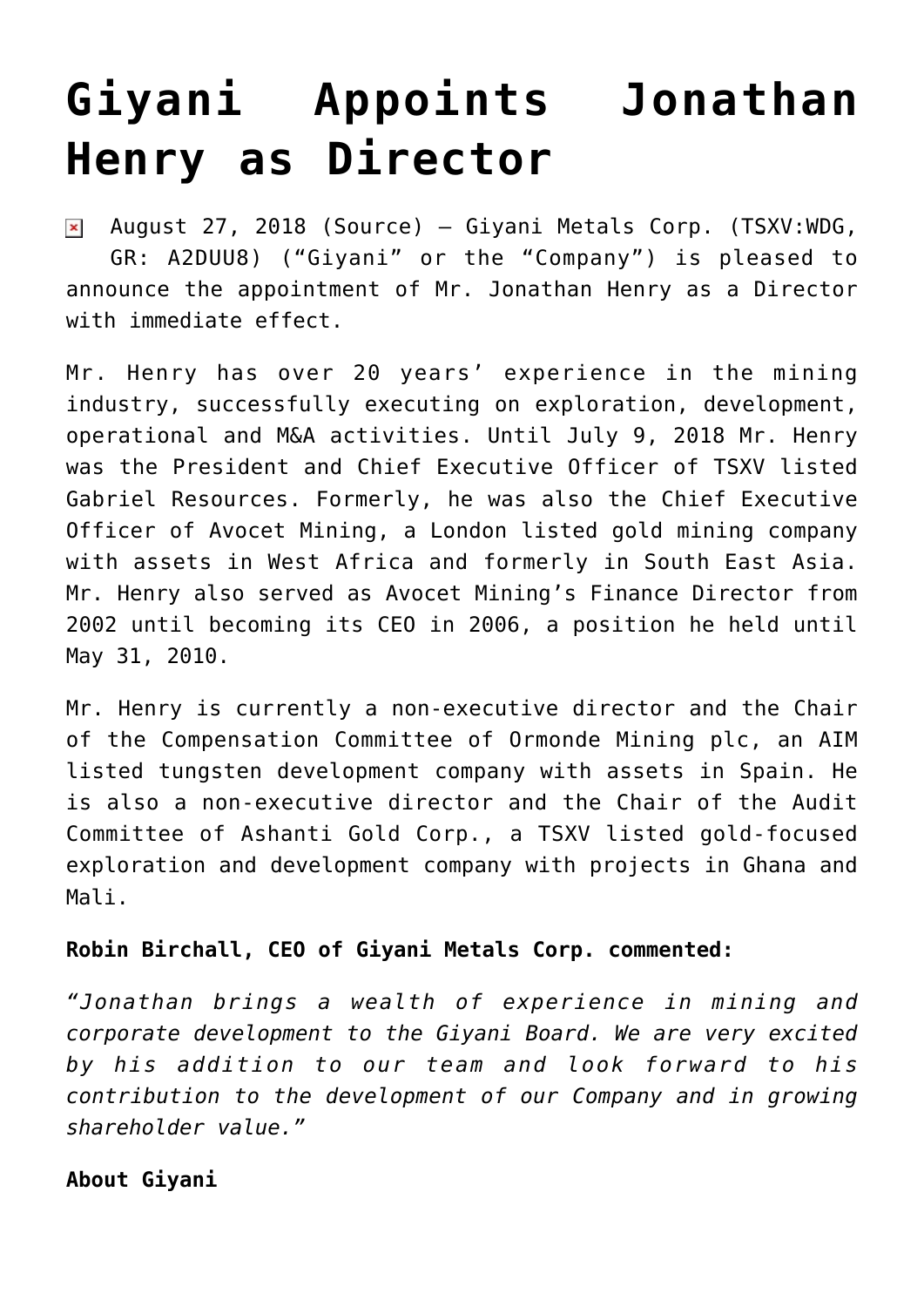# Giyani Appoints Jonathan Henry as Director

August 27, 2018 (Source) — Giyani Metals Corp. (TSXV:WDG, GR: A2DUU8) ("Giyani" or the "Company") is pleased to announce the appointment of Mr. Jonathan Henry as a Director with immediate effect.

Mr. Henry has over 20 years' experience in the mining industry, successfully executing on exploration, development, operational and M&A activities. Until July 9, 2018 Mr. Henry was the President and Chief Executive Officer of TSXV listed Gabriel Resources. Formerly, he was also the Chief Executive Officer of Avocet Mining, a London listed gold mining company with assets in West Africa and formerly in South East Asia. Mr. Henry also served as Avocet Mining's Finance Director from 2002 until becoming its CEO in 2006, a position he held until May 31, 2010.

Mr. Henry is currently a non-executive director and the Chair of the Compensation Committee of Ormonde Mining plc, an AIM listed tungsten development company with assets in Spain. He is also a non-executive director and the Chair of the Audit Committee of Ashanti Gold Corp., a TSXV listed gold-focused exploration and development company with projects in Ghana and Mali.

**Robin Birchall, CEO of Giyani Metals Corp. commented:**

*"Jonathan brings a wealth of experience in mining and corporate development to the Giyani Board. We are very excited by his addition to our team and look forward to his contribution to the development of our Company and in growing shareholder value."*

**About Giyani**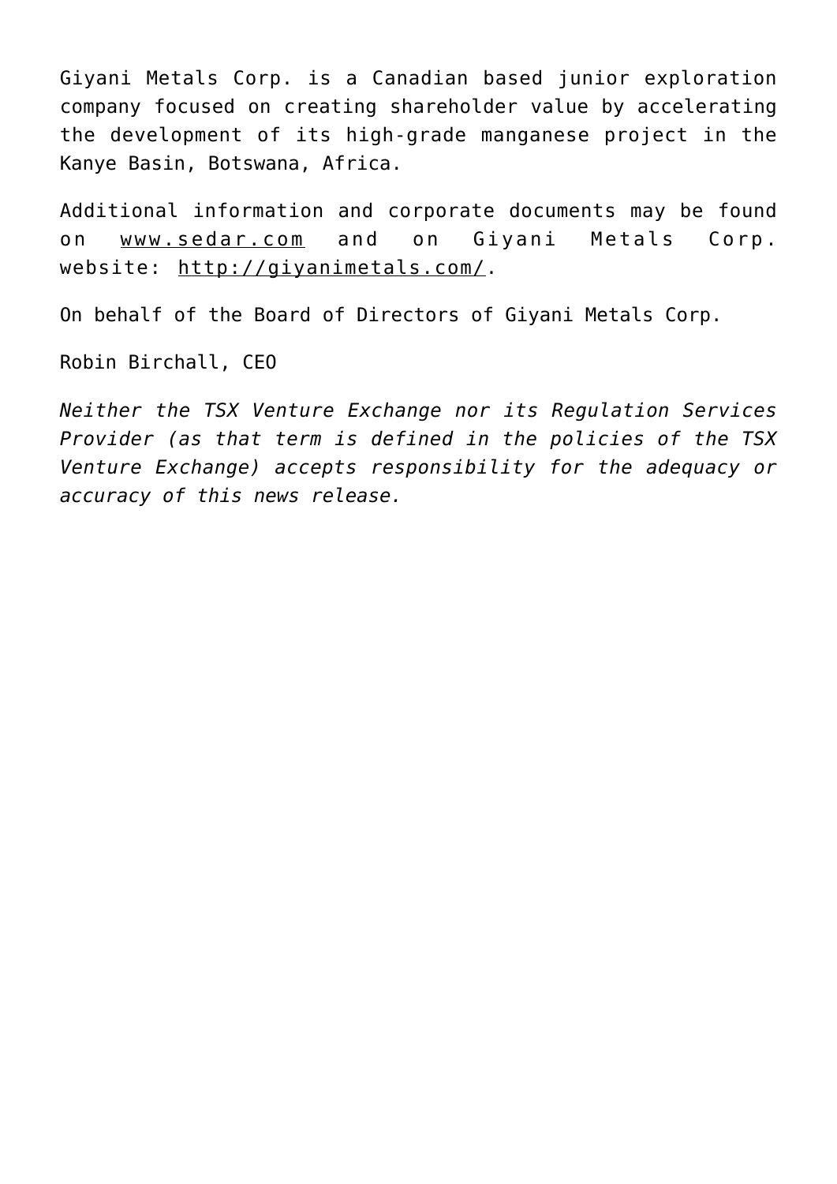Giyani Metals Corp. is a Canadian based junior exploration company focused on creating shareholder value by accelerating the development of its high-grade manganese project in the Kanye Basin, Botswana, Africa.

Additional information and corporate documents may be found on www.sedar.com and on Giyani Metals Corp. website: http://giyanimetals.com/.

On behalf of the Board of Directors of Giyani Metals Corp.

Robin Birchall, CEO

*Neither the TSX Venture Exchange nor its Regulation Services Provider (as that term is defined in the policies of the TSX Venture Exchange) accepts responsibility for the adequacy or accuracy of this news release.*